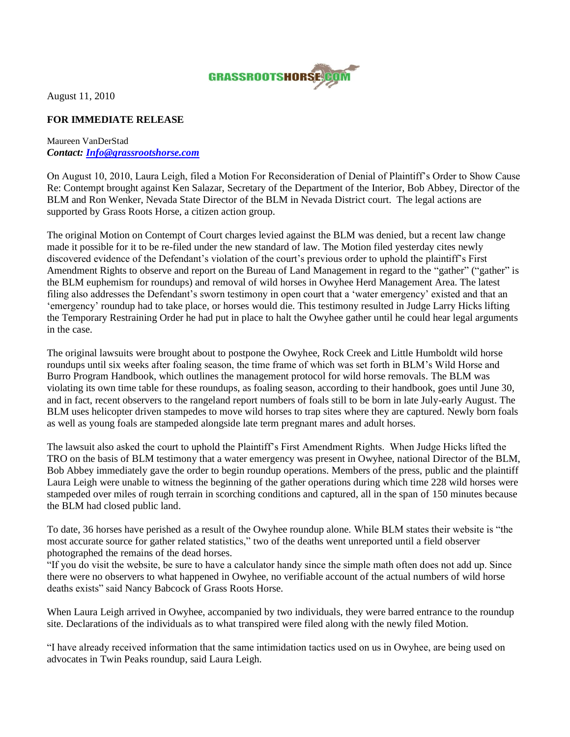GRASSROOTSHORSE.COM

August 11, 2010

**FOR IMMEDIATE RELEASE**

Maureen VanDerStad
***Contact: [Info@grassrootshorse.com](mailto:Info@grassrootshorse.com)***

On August 10, 2010, Laura Leigh, filed a Motion For Reconsideration of Denial of Plaintiff's Order to Show Cause Re: Contempt brought against Ken Salazar, Secretary of the Department of the Interior, Bob Abbey, Director of the BLM and Ron Wenker, Nevada State Director of the BLM in Nevada District court. The legal actions are supported by Grass Roots Horse, a citizen action group.

The original Motion on Contempt of Court charges levied against the BLM was denied, but a recent law change made it possible for it to be re-filed under the new standard of law. The Motion filed yesterday cites newly discovered evidence of the Defendant's violation of the court's previous order to uphold the plaintiff's First Amendment Rights to observe and report on the Bureau of Land Management in regard to the "gather" ("gather" is the BLM euphemism for roundups) and removal of wild horses in Owyhee Herd Management Area. The latest filing also addresses the Defendant's sworn testimony in open court that a 'water emergency' existed and that an 'emergency' roundup had to take place, or horses would die. This testimony resulted in Judge Larry Hicks lifting the Temporary Restraining Order he had put in place to halt the Owyhee gather until he could hear legal arguments in the case.

The original lawsuits were brought about to postpone the Owyhee, Rock Creek and Little Humboldt wild horse roundups until six weeks after foaling season, the time frame of which was set forth in BLM's Wild Horse and Burro Program Handbook, which outlines the management protocol for wild horse removals. The BLM was violating its own time table for these roundups, as foaling season, according to their handbook, goes until June 30, and in fact, recent observers to the rangeland report numbers of foals still to be born in late July-early August. The BLM uses helicopter driven stampedes to move wild horses to trap sites where they are captured. Newly born foals as well as young foals are stampeded alongside late term pregnant mares and adult horses.

The lawsuit also asked the court to uphold the Plaintiff's First Amendment Rights. When Judge Hicks lifted the TRO on the basis of BLM testimony that a water emergency was present in Owyhee, national Director of the BLM, Bob Abbey immediately gave the order to begin roundup operations. Members of the press, public and the plaintiff Laura Leigh were unable to witness the beginning of the gather operations during which time 228 wild horses were stampeded over miles of rough terrain in scorching conditions and captured, all in the span of 150 minutes because the BLM had closed public land.

To date, 36 horses have perished as a result of the Owyhee roundup alone. While BLM states their website is "the most accurate source for gather related statistics," two of the deaths went unreported until a field observer photographed the remains of the dead horses.
"If you do visit the website, be sure to have a calculator handy since the simple math often does not add up. Since there were no observers to what happened in Owyhee, no verifiable account of the actual numbers of wild horse deaths exists" said Nancy Babcock of Grass Roots Horse.

When Laura Leigh arrived in Owyhee, accompanied by two individuals, they were barred entrance to the roundup site. Declarations of the individuals as to what transpired were filed along with the newly filed Motion.

"I have already received information that the same intimidation tactics used on us in Owyhee, are being used on advocates in Twin Peaks roundup, said Laura Leigh.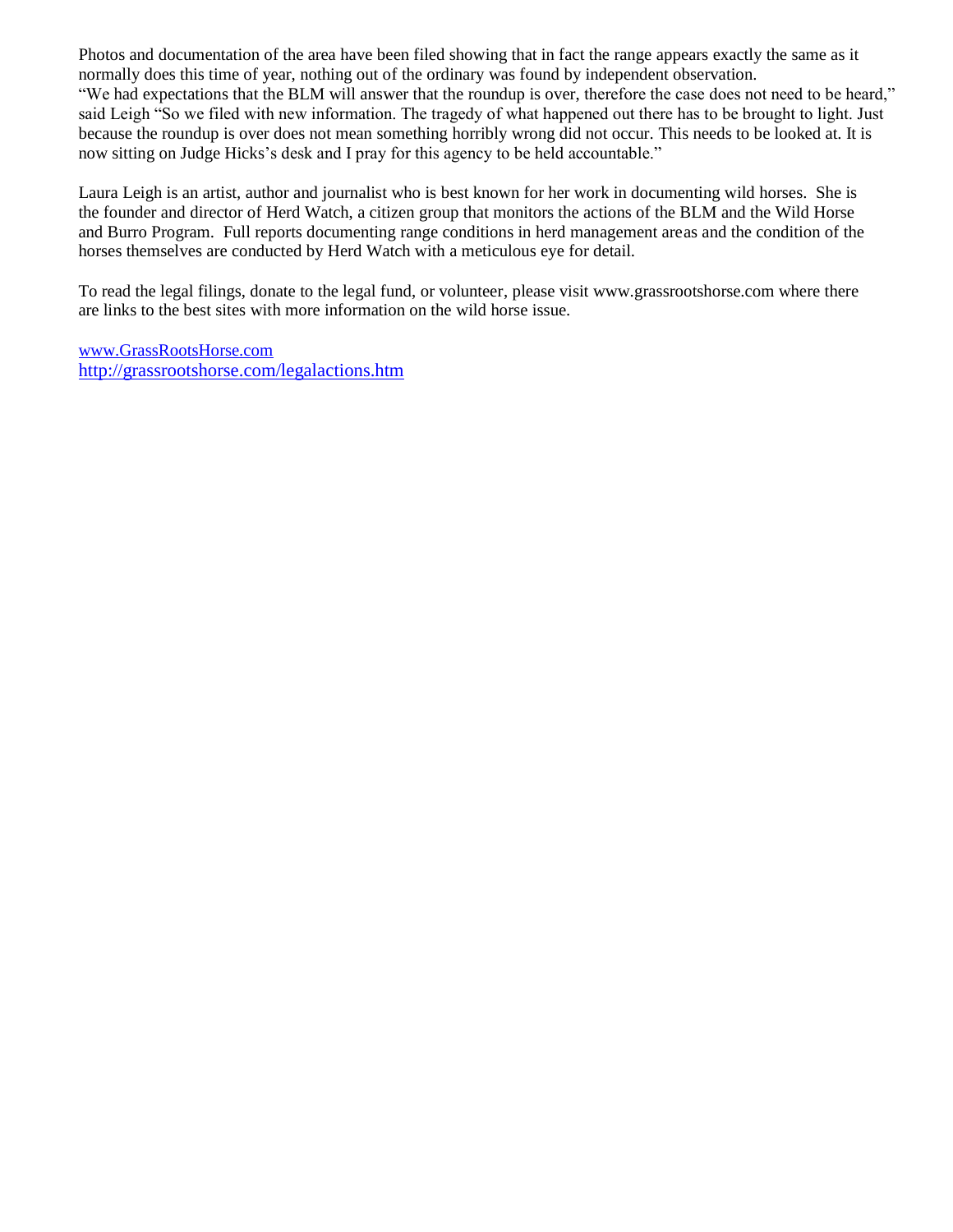Photos and documentation of the area have been filed showing that in fact the range appears exactly the same as it normally does this time of year, nothing out of the ordinary was found by independent observation.
"We had expectations that the BLM will answer that the roundup is over, therefore the case does not need to be heard," said Leigh "So we filed with new information. The tragedy of what happened out there has to be brought to light. Just because the roundup is over does not mean something horribly wrong did not occur. This needs to be looked at. It is now sitting on Judge Hicks's desk and I pray for this agency to be held accountable."

Laura Leigh is an artist, author and journalist who is best known for her work in documenting wild horses. She is the founder and director of Herd Watch, a citizen group that monitors the actions of the BLM and the Wild Horse and Burro Program. Full reports documenting range conditions in herd management areas and the condition of the horses themselves are conducted by Herd Watch with a meticulous eye for detail.

To read the legal filings, donate to the legal fund, or volunteer, please visit www.grassrootshorse.com where there are links to the best sites with more information on the wild horse issue.

www.GrassRootsHorse.com
http://grassrootshorse.com/legalactions.htm